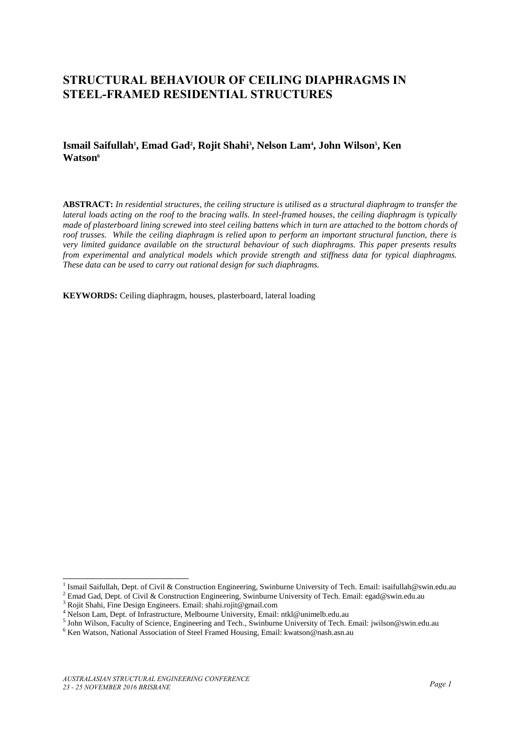# STRUCTURAL BEHAVIOUR OF CEILING DIAPHRAGMS IN STEEL-FRAMED RESIDENTIAL STRUCTURES

**Ismail Saifullah[1], Emad Gad[2], Rojit Shahi[3], Nelson Lam[4], John Wilson[5], Ken Watson[6]**

**ABSTRACT:** *In residential structures, the ceiling structure is utilised as a structural diaphragm to transfer the lateral loads acting on the roof to the bracing walls. In steel-framed houses, the ceiling diaphragm is typically made of plasterboard lining screwed into steel ceiling battens which in turn are attached to the bottom chords of roof trusses. While the ceiling diaphragm is relied upon to perform an important structural function, there is very limited guidance available on the structural behaviour of such diaphragms. This paper presents results from experimental and analytical models which provide strength and stiffness data for typical diaphragms. These data can be used to carry out rational design for such diaphragms.*

**KEYWORDS:** Ceiling diaphragm, houses, plasterboard, lateral loading

---

[1] Ismail Saifullah, Dept. of Civil & Construction Engineering, Swinburne University of Tech. Email: isaifullah@swin.edu.au

[2] Emad Gad, Dept. of Civil & Construction Engineering, Swinburne University of Tech. Email: egad@swin.edu.au

[3] Rojit Shahi, Fine Design Engineers. Email: shahi.rojit@gmail.com

[4] Nelson Lam, Dept. of Infrastructure, Melbourne University, Email: ntkl@unimelb.edu.au

[5] John Wilson, Faculty of Science, Engineering and Tech., Swinburne University of Tech. Email: jwilson@swin.edu.au

[6] Ken Watson, National Association of Steel Framed Housing, Email: kwatson@nash.asn.au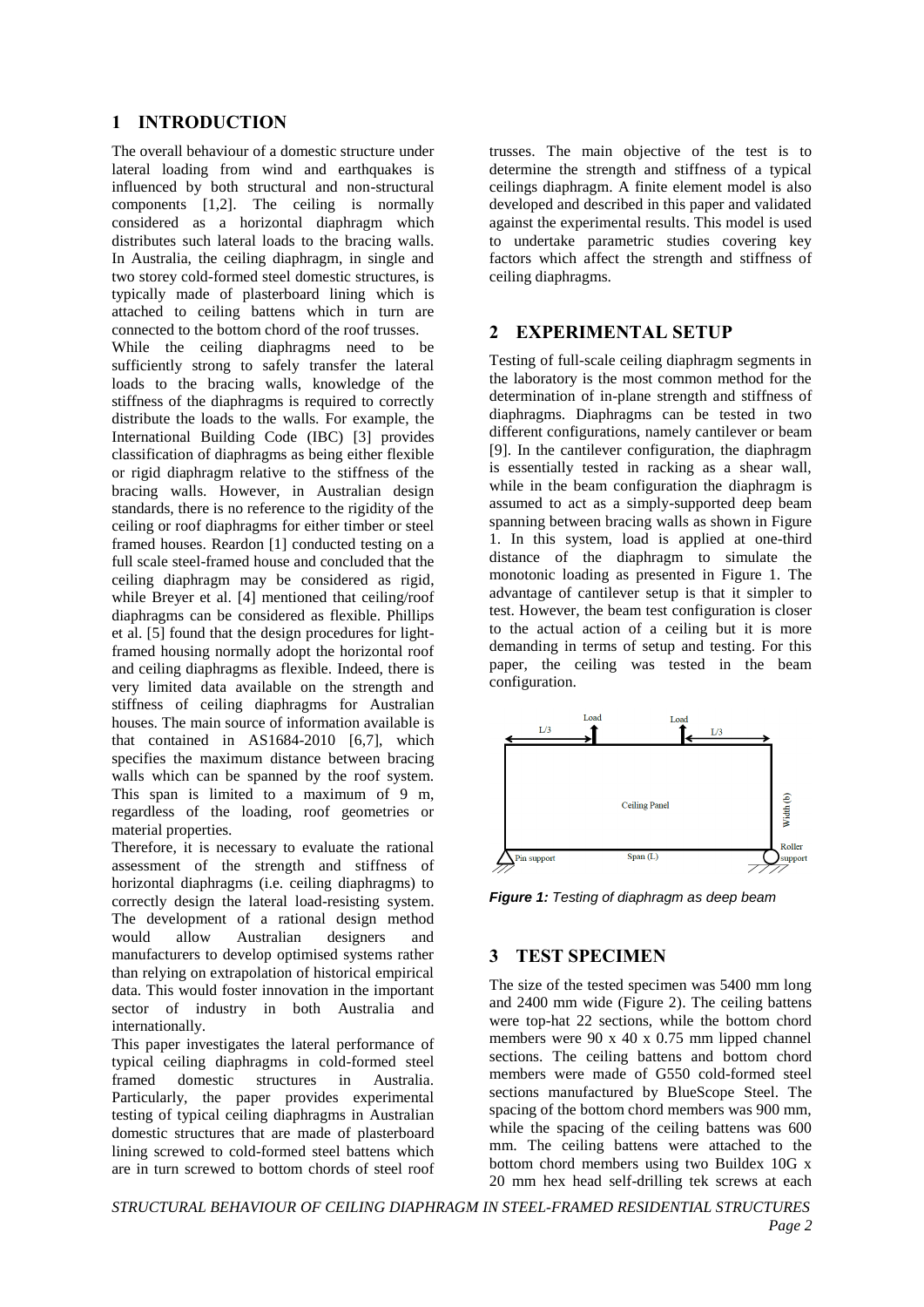## 1 INTRODUCTION

The overall behaviour of a domestic structure under lateral loading from wind and earthquakes is influenced by both structural and non-structural components [1,2]. The ceiling is normally considered as a horizontal diaphragm which distributes such lateral loads to the bracing walls. In Australia, the ceiling diaphragm, in single and two storey cold-formed steel domestic structures, is typically made of plasterboard lining which is attached to ceiling battens which in turn are connected to the bottom chord of the roof trusses.

While the ceiling diaphragms need to be sufficiently strong to safely transfer the lateral loads to the bracing walls, knowledge of the stiffness of the diaphragms is required to correctly distribute the loads to the walls. For example, the International Building Code (IBC) [3] provides classification of diaphragms as being either flexible or rigid diaphragm relative to the stiffness of the bracing walls. However, in Australian design standards, there is no reference to the rigidity of the ceiling or roof diaphragms for either timber or steel framed houses. Reardon [1] conducted testing on a full scale steel-framed house and concluded that the ceiling diaphragm may be considered as rigid, while Breyer et al. [4] mentioned that ceiling/roof diaphragms can be considered as flexible. Phillips et al. [5] found that the design procedures for light-framed housing normally adopt the horizontal roof and ceiling diaphragms as flexible. Indeed, there is very limited data available on the strength and stiffness of ceiling diaphragms for Australian houses. The main source of information available is that contained in AS1684-2010 [6,7], which specifies the maximum distance between bracing walls which can be spanned by the roof system. This span is limited to a maximum of 9 m, regardless of the loading, roof geometries or material properties.

Therefore, it is necessary to evaluate the rational assessment of the strength and stiffness of horizontal diaphragms (i.e. ceiling diaphragms) to correctly design the lateral load-resisting system. The development of a rational design method would allow Australian designers and manufacturers to develop optimised systems rather than relying on extrapolation of historical empirical data. This would foster innovation in the important sector of industry in both Australia and internationally.

This paper investigates the lateral performance of typical ceiling diaphragms in cold-formed steel framed domestic structures in Australia. Particularly, the paper provides experimental testing of typical ceiling diaphragms in Australian domestic structures that are made of plasterboard lining screwed to cold-formed steel battens which are in turn screwed to bottom chords of steel roof trusses. The main objective of the test is to determine the strength and stiffness of a typical ceilings diaphragm. A finite element model is also developed and described in this paper and validated against the experimental results. This model is used to undertake parametric studies covering key factors which affect the strength and stiffness of ceiling diaphragms.

## 2 EXPERIMENTAL SETUP

Testing of full-scale ceiling diaphragm segments in the laboratory is the most common method for the determination of in-plane strength and stiffness of diaphragms. Diaphragms can be tested in two different configurations, namely cantilever or beam [9]. In the cantilever configuration, the diaphragm is essentially tested in racking as a shear wall, while in the beam configuration the diaphragm is assumed to act as a simply-supported deep beam spanning between bracing walls as shown in Figure 1. In this system, load is applied at one-third distance of the diaphragm to simulate the monotonic loading as presented in Figure 1. The advantage of cantilever setup is that it simpler to test. However, the beam test configuration is closer to the actual action of a ceiling but it is more demanding in terms of setup and testing. For this paper, the ceiling was tested in the beam configuration.

***Figure 1:*** *Testing of diaphragm as deep beam*

## 3 TEST SPECIMEN

The size of the tested specimen was 5400 mm long and 2400 mm wide (Figure 2). The ceiling battens were top-hat 22 sections, while the bottom chord members were 90 x 40 x 0.75 mm lipped channel sections. The ceiling battens and bottom chord members were made of G550 cold-formed steel sections manufactured by BlueScope Steel. The spacing of the bottom chord members was 900 mm, while the spacing of the ceiling battens was 600 mm. The ceiling battens were attached to the bottom chord members using two Buildex 10G x 20 mm hex head self-drilling tek screws at each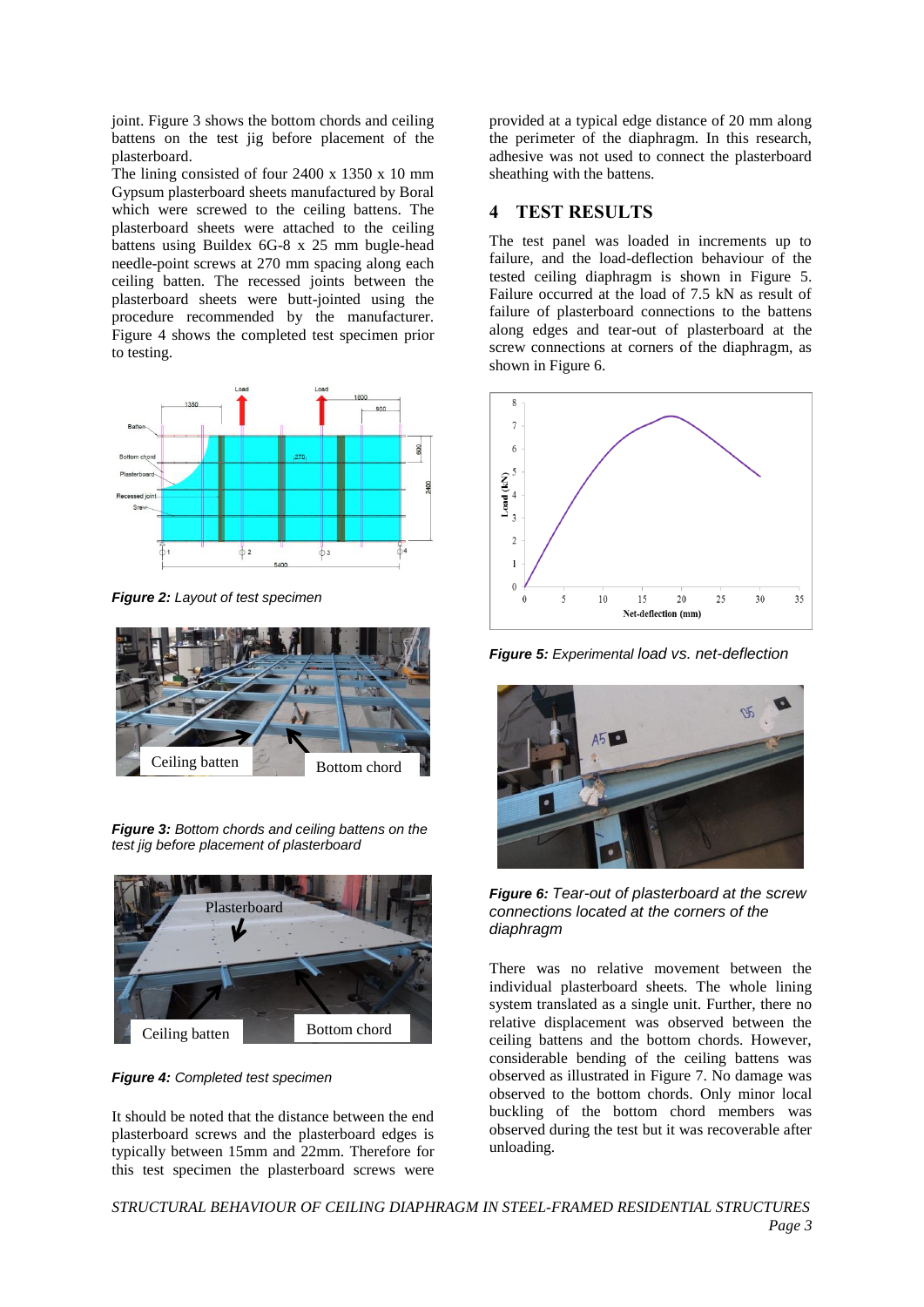joint. Figure 3 shows the bottom chords and ceiling battens on the test jig before placement of the plasterboard.

The lining consisted of four 2400 x 1350 x 10 mm Gypsum plasterboard sheets manufactured by Boral which were screwed to the ceiling battens. The plasterboard sheets were attached to the ceiling battens using Buildex 6G-8 x 25 mm bugle-head needle-point screws at 270 mm spacing along each ceiling batten. The recessed joints between the plasterboard sheets were butt-jointed using the procedure recommended by the manufacturer. Figure 4 shows the completed test specimen prior to testing.

***Figure 2:*** *Layout of test specimen*

***Figure 3:*** *Bottom chords and ceiling battens on the test jig before placement of plasterboard*

***Figure 4:*** *Completed test specimen*

It should be noted that the distance between the end plasterboard screws and the plasterboard edges is typically between 15mm and 22mm. Therefore for this test specimen the plasterboard screws were provided at a typical edge distance of 20 mm along the perimeter of the diaphragm. In this research, adhesive was not used to connect the plasterboard sheathing with the battens.

## 4 TEST RESULTS

The test panel was loaded in increments up to failure, and the load-deflection behaviour of the tested ceiling diaphragm is shown in Figure 5. Failure occurred at the load of 7.5 kN as result of failure of plasterboard connections to the battens along edges and tear-out of plasterboard at the screw connections at corners of the diaphragm, as shown in Figure 6.

***Figure 5:*** *Experimental load vs. net-deflection*

***Figure 6:*** *Tear-out of plasterboard at the screw connections located at the corners of the diaphragm*

There was no relative movement between the individual plasterboard sheets. The whole lining system translated as a single unit. Further, there no relative displacement was observed between the ceiling battens and the bottom chords. However, considerable bending of the ceiling battens was observed as illustrated in Figure 7. No damage was observed to the bottom chords. Only minor local buckling of the bottom chord members was observed during the test but it was recoverable after unloading.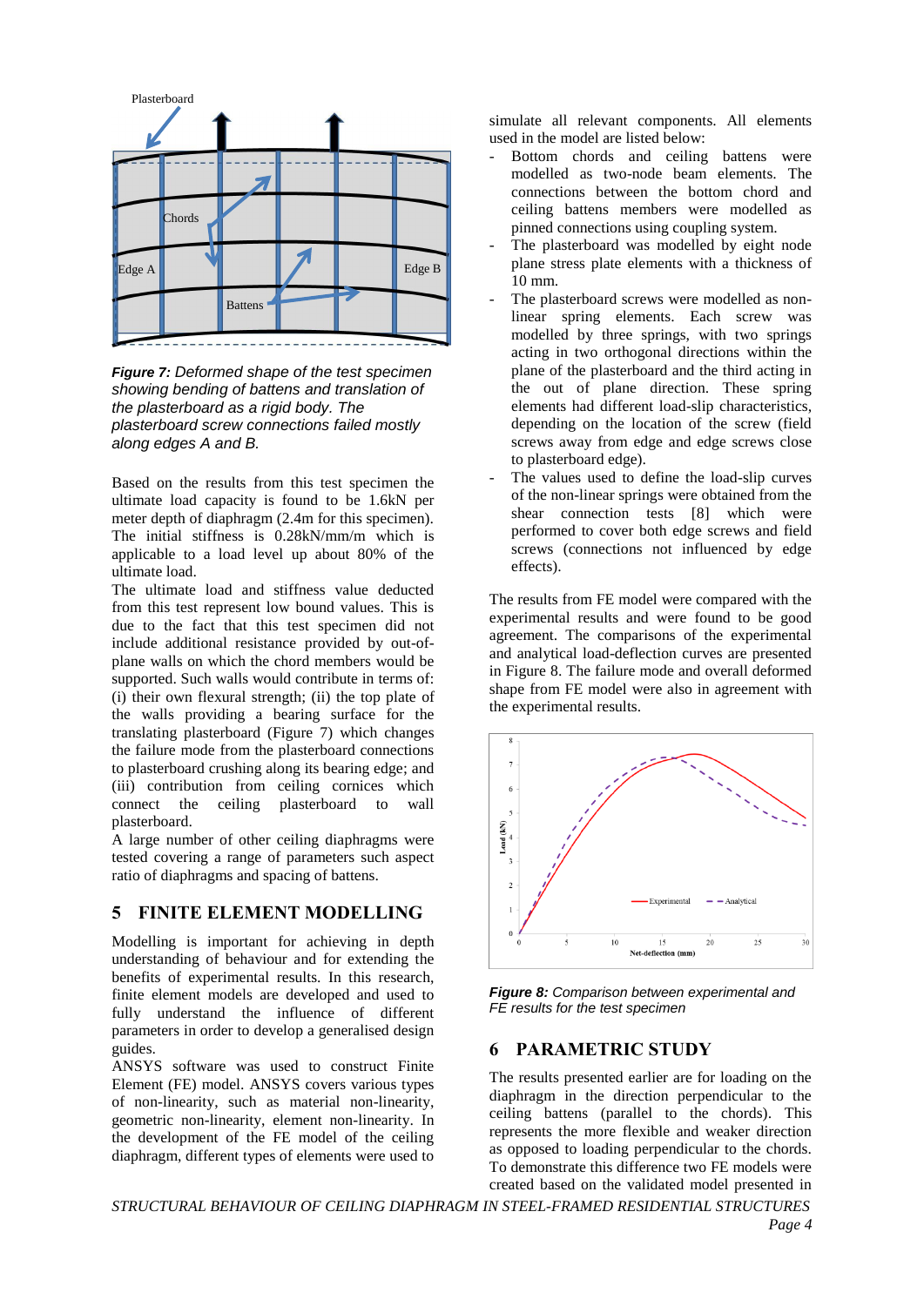*Figure 7: Deformed shape of the test specimen showing bending of battens and translation of the plasterboard as a rigid body. The plasterboard screw connections failed mostly along edges A and B.*

Based on the results from this test specimen the ultimate load capacity is found to be 1.6kN per meter depth of diaphragm (2.4m for this specimen). The initial stiffness is 0.28kN/mm/m which is applicable to a load level up about 80% of the ultimate load.

The ultimate load and stiffness value deducted from this test represent low bound values. This is due to the fact that this test specimen did not include additional resistance provided by out-of-plane walls on which the chord members would be supported. Such walls would contribute in terms of: (i) their own flexural strength; (ii) the top plate of the walls providing a bearing surface for the translating plasterboard (Figure 7) which changes the failure mode from the plasterboard connections to plasterboard crushing along its bearing edge; and (iii) contribution from ceiling cornices which connect the ceiling plasterboard to wall plasterboard.

A large number of other ceiling diaphragms were tested covering a range of parameters such aspect ratio of diaphragms and spacing of battens.

## 5 FINITE ELEMENT MODELLING

Modelling is important for achieving in depth understanding of behaviour and for extending the benefits of experimental results. In this research, finite element models are developed and used to fully understand the influence of different parameters in order to develop a generalised design guides.

ANSYS software was used to construct Finite Element (FE) model. ANSYS covers various types of non-linearity, such as material non-linearity, geometric non-linearity, element non-linearity. In the development of the FE model of the ceiling diaphragm, different types of elements were used to simulate all relevant components. All elements used in the model are listed below:

- Bottom chords and ceiling battens were modelled as two-node beam elements. The connections between the bottom chord and ceiling battens members were modelled as pinned connections using coupling system.
- The plasterboard was modelled by eight node plane stress plate elements with a thickness of 10 mm.
- The plasterboard screws were modelled as non-linear spring elements. Each screw was modelled by three springs, with two springs acting in two orthogonal directions within the plane of the plasterboard and the third acting in the out of plane direction. These spring elements had different load-slip characteristics, depending on the location of the screw (field screws away from edge and edge screws close to plasterboard edge).
- The values used to define the load-slip curves of the non-linear springs were obtained from the shear connection tests [8] which were performed to cover both edge screws and field screws (connections not influenced by edge effects).

The results from FE model were compared with the experimental results and were found to be good agreement. The comparisons of the experimental and analytical load-deflection curves are presented in Figure 8. The failure mode and overall deformed shape from FE model were also in agreement with the experimental results.

*Figure 8: Comparison between experimental and FE results for the test specimen*

## 6 PARAMETRIC STUDY

The results presented earlier are for loading on the diaphragm in the direction perpendicular to the ceiling battens (parallel to the chords). This represents the more flexible and weaker direction as opposed to loading perpendicular to the chords. To demonstrate this difference two FE models were created based on the validated model presented in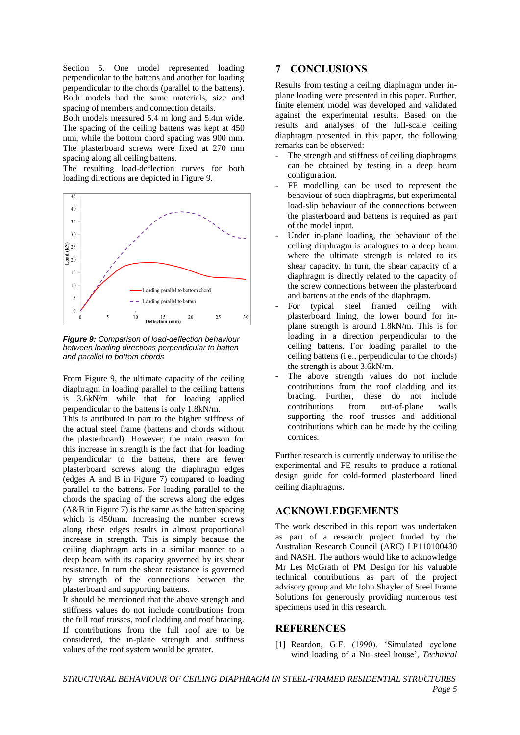Section 5. One model represented loading perpendicular to the battens and another for loading perpendicular to the chords (parallel to the battens). Both models had the same materials, size and spacing of members and connection details.

Both models measured 5.4 m long and 5.4m wide. The spacing of the ceiling battens was kept at 450 mm, while the bottom chord spacing was 900 mm. The plasterboard screws were fixed at 270 mm spacing along all ceiling battens.

The resulting load-deflection curves for both loading directions are depicted in Figure 9.

***Figure 9:** Comparison of load-deflection behaviour between loading directions perpendicular to batten and parallel to bottom chords*

From Figure 9, the ultimate capacity of the ceiling diaphragm in loading parallel to the ceiling battens is 3.6kN/m while that for loading applied perpendicular to the battens is only 1.8kN/m.

This is attributed in part to the higher stiffness of the actual steel frame (battens and chords without the plasterboard). However, the main reason for this increase in strength is the fact that for loading perpendicular to the battens, there are fewer plasterboard screws along the diaphragm edges (edges A and B in Figure 7) compared to loading parallel to the battens. For loading parallel to the chords the spacing of the screws along the edges (A&B in Figure 7) is the same as the batten spacing which is 450mm. Increasing the number screws along these edges results in almost proportional increase in strength. This is simply because the ceiling diaphragm acts in a similar manner to a deep beam with its capacity governed by its shear resistance. In turn the shear resistance is governed by strength of the connections between the plasterboard and supporting battens.

It should be mentioned that the above strength and stiffness values do not include contributions from the full roof trusses, roof cladding and roof bracing. If contributions from the full roof are to be considered, the in-plane strength and stiffness values of the roof system would be greater.

## 7 CONCLUSIONS

Results from testing a ceiling diaphragm under in-plane loading were presented in this paper. Further, finite element model was developed and validated against the experimental results. Based on the results and analyses of the full-scale ceiling diaphragm presented in this paper, the following remarks can be observed:

- The strength and stiffness of ceiling diaphragms can be obtained by testing in a deep beam configuration.
- FE modelling can be used to represent the behaviour of such diaphragms, but experimental load-slip behaviour of the connections between the plasterboard and battens is required as part of the model input.
- Under in-plane loading, the behaviour of the ceiling diaphragm is analogues to a deep beam where the ultimate strength is related to its shear capacity. In turn, the shear capacity of a diaphragm is directly related to the capacity of the screw connections between the plasterboard and battens at the ends of the diaphragm.
- For typical steel framed ceiling with plasterboard lining, the lower bound for in-plane strength is around 1.8kN/m. This is for loading in a direction perpendicular to the ceiling battens. For loading parallel to the ceiling battens (i.e., perpendicular to the chords) the strength is about 3.6kN/m.
- The above strength values do not include contributions from the roof cladding and its bracing. Further, these do not include contributions from out-of-plane walls supporting the roof trusses and additional contributions which can be made by the ceiling cornices.

Further research is currently underway to utilise the experimental and FE results to produce a rational design guide for cold-formed plasterboard lined ceiling diaphragms.

## ACKNOWLEDGEMENTS

The work described in this report was undertaken as part of a research project funded by the Australian Research Council (ARC) LP110100430 and NASH. The authors would like to acknowledge Mr Les McGrath of PM Design for his valuable technical contributions as part of the project advisory group and Mr John Shayler of Steel Frame Solutions for generously providing numerous test specimens used in this research.

## REFERENCES

[1] Reardon, G.F. (1990). 'Simulated cyclone wind loading of a Nu–steel house', *Technical*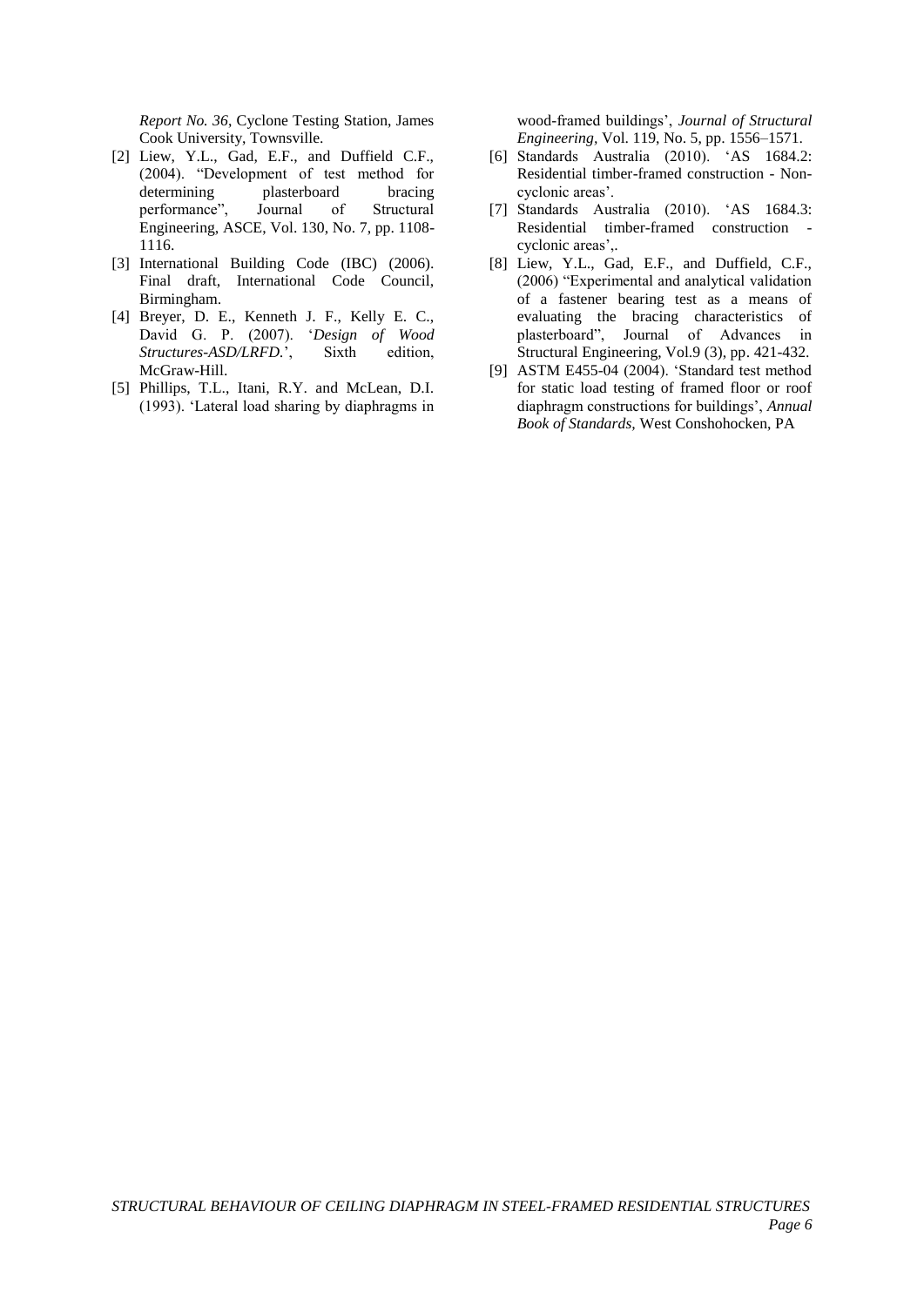*Report No. 36*, Cyclone Testing Station, James Cook University, Townsville.

[2] Liew, Y.L., Gad, E.F., and Duffield C.F., (2004). "Development of test method for determining plasterboard bracing performance", Journal of Structural Engineering, ASCE, Vol. 130, No. 7, pp. 1108-1116.

[3] International Building Code (IBC) (2006). Final draft, International Code Council, Birmingham.

[4] Breyer, D. E., Kenneth J. F., Kelly E. C., David G. P. (2007). '*Design of Wood Structures-ASD/LRFD.*', Sixth edition, McGraw-Hill.

[5] Phillips, T.L., Itani, R.Y. and McLean, D.I. (1993). 'Lateral load sharing by diaphragms in wood-framed buildings', *Journal of Structural Engineering*, Vol. 119, No. 5, pp. 1556–1571.

[6] Standards Australia (2010). 'AS 1684.2: Residential timber-framed construction - Non-cyclonic areas'.

[7] Standards Australia (2010). 'AS 1684.3: Residential timber-framed construction - cyclonic areas',.

[8] Liew, Y.L., Gad, E.F., and Duffield, C.F., (2006) "Experimental and analytical validation of a fastener bearing test as a means of evaluating the bracing characteristics of plasterboard", Journal of Advances in Structural Engineering, Vol.9 (3), pp. 421-432.

[9] ASTM E455-04 (2004). 'Standard test method for static load testing of framed floor or roof diaphragm constructions for buildings', *Annual Book of Standards*, West Conshohocken, PA